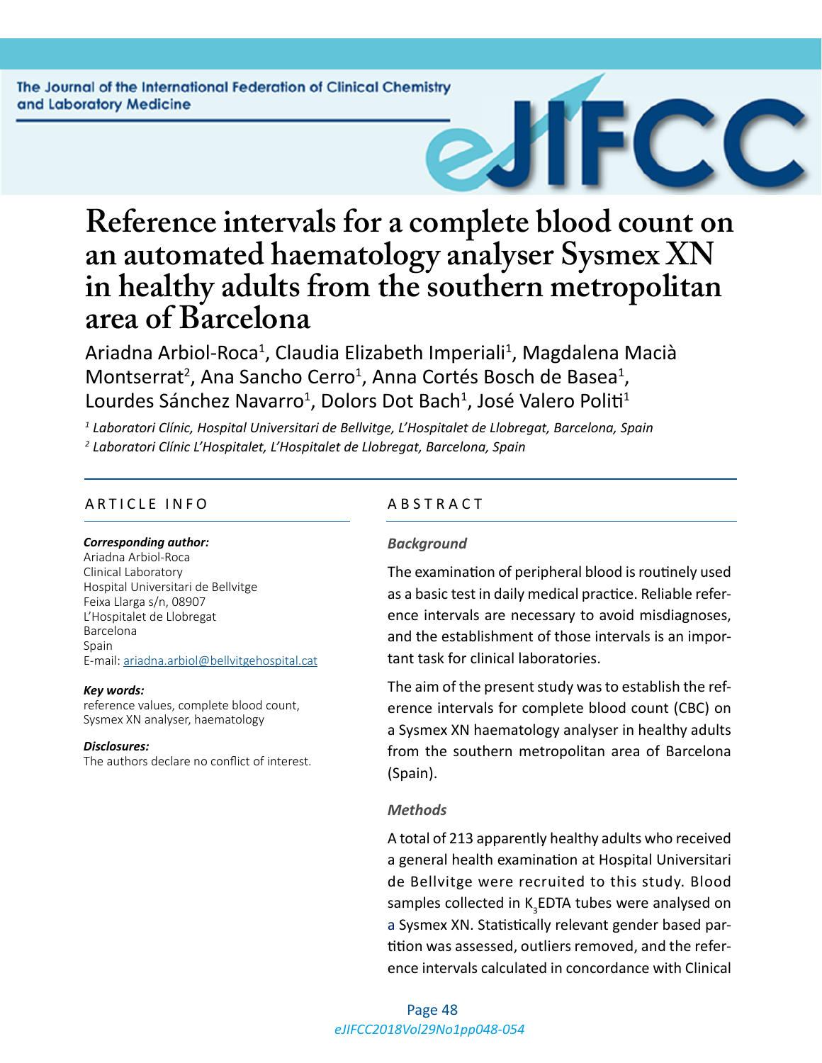# Reference intervals for a complete blood count on an automated haematology analyser Sysmex XN in healthy adults from the southern metropolitan area of Barcelona

Ariadna Arbiol-Roca[1], Claudia Elizabeth Imperiali[1], Magdalena Macià Montserrat[2], Ana Sancho Cerro[1], Anna Cortés Bosch de Basea[1], Lourdes Sánchez Navarro[1], Dolors Dot Bach[1], José Valero Politi[1]

*[1] Laboratori Clínic, Hospital Universitari de Bellvitge, L'Hospitalet de Llobregat, Barcelona, Spain*
*[2] Laboratori Clínic L'Hospitalet, L'Hospitalet de Llobregat, Barcelona, Spain*

## ARTICLE INFO

***Corresponding author:***
Ariadna Arbiol-Roca
Clinical Laboratory
Hospital Universitari de Bellvitge
Feixa Llarga s/n, 08907
L'Hospitalet de Llobregat
Barcelona
Spain
E-mail: ariadna.arbiol@bellvitgehospital.cat

***Key words:***
reference values, complete blood count, Sysmex XN analyser, haematology

***Disclosures:***
The authors declare no conflict of interest.

## ABSTRACT

### *Background*

The examination of peripheral blood is routinely used as a basic test in daily medical practice. Reliable reference intervals are necessary to avoid misdiagnoses, and the establishment of those intervals is an important task for clinical laboratories.

The aim of the present study was to establish the reference intervals for complete blood count (CBC) on a Sysmex XN haematology analyser in healthy adults from the southern metropolitan area of Barcelona (Spain).

### *Methods*

A total of 213 apparently healthy adults who received a general health examination at Hospital Universitari de Bellvitge were recruited to this study. Blood samples collected in $K_3$EDTA tubes were analysed on a Sysmex XN. Statistically relevant gender based partition was assessed, outliers removed, and the reference intervals calculated in concordance with Clinical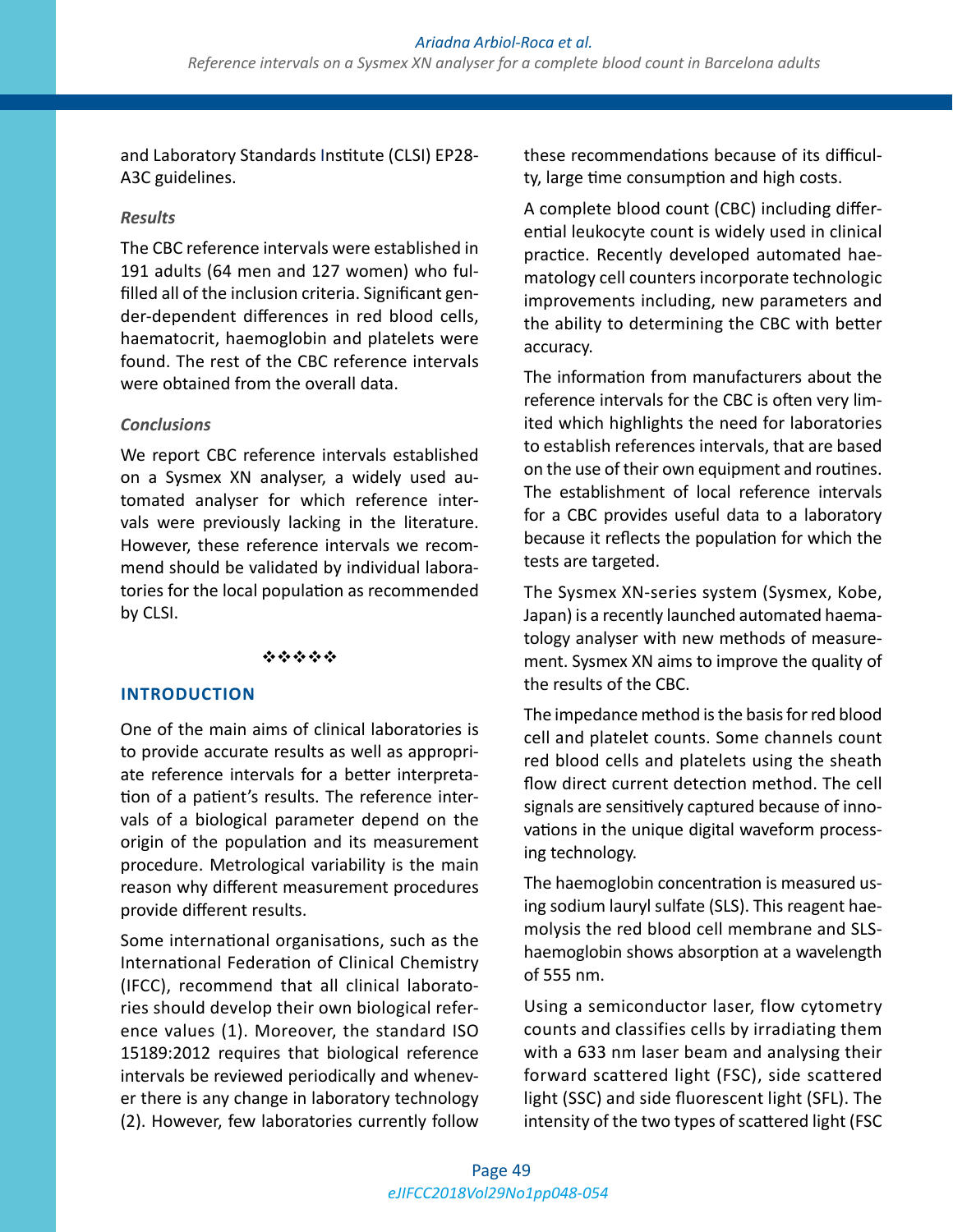and Laboratory Standards Institute (CLSI) EP28-A3C guidelines.

*Results*

The CBC reference intervals were established in 191 adults (64 men and 127 women) who fulfilled all of the inclusion criteria. Significant gender-dependent differences in red blood cells, haematocrit, haemoglobin and platelets were found. The rest of the CBC reference intervals were obtained from the overall data.

*Conclusions*

We report CBC reference intervals established on a Sysmex XN analyser, a widely used automated analyser for which reference intervals were previously lacking in the literature. However, these reference intervals we recommend should be validated by individual laboratories for the local population as recommended by CLSI.

❖❖❖❖❖

## INTRODUCTION

One of the main aims of clinical laboratories is to provide accurate results as well as appropriate reference intervals for a better interpretation of a patient's results. The reference intervals of a biological parameter depend on the origin of the population and its measurement procedure. Metrological variability is the main reason why different measurement procedures provide different results.

Some international organisations, such as the International Federation of Clinical Chemistry (IFCC), recommend that all clinical laboratories should develop their own biological reference values (1). Moreover, the standard ISO 15189:2012 requires that biological reference intervals be reviewed periodically and whenever there is any change in laboratory technology (2). However, few laboratories currently follow these recommendations because of its difficulty, large time consumption and high costs.

A complete blood count (CBC) including differential leukocyte count is widely used in clinical practice. Recently developed automated haematology cell counters incorporate technologic improvements including, new parameters and the ability to determining the CBC with better accuracy.

The information from manufacturers about the reference intervals for the CBC is often very limited which highlights the need for laboratories to establish references intervals, that are based on the use of their own equipment and routines. The establishment of local reference intervals for a CBC provides useful data to a laboratory because it reflects the population for which the tests are targeted.

The Sysmex XN-series system (Sysmex, Kobe, Japan) is a recently launched automated haematology analyser with new methods of measurement. Sysmex XN aims to improve the quality of the results of the CBC.

The impedance method is the basis for red blood cell and platelet counts. Some channels count red blood cells and platelets using the sheath flow direct current detection method. The cell signals are sensitively captured because of innovations in the unique digital waveform processing technology.

The haemoglobin concentration is measured using sodium lauryl sulfate (SLS). This reagent haemolysis the red blood cell membrane and SLS-haemoglobin shows absorption at a wavelength of 555 nm.

Using a semiconductor laser, flow cytometry counts and classifies cells by irradiating them with a 633 nm laser beam and analysing their forward scattered light (FSC), side scattered light (SSC) and side fluorescent light (SFL). The intensity of the two types of scattered light (FSC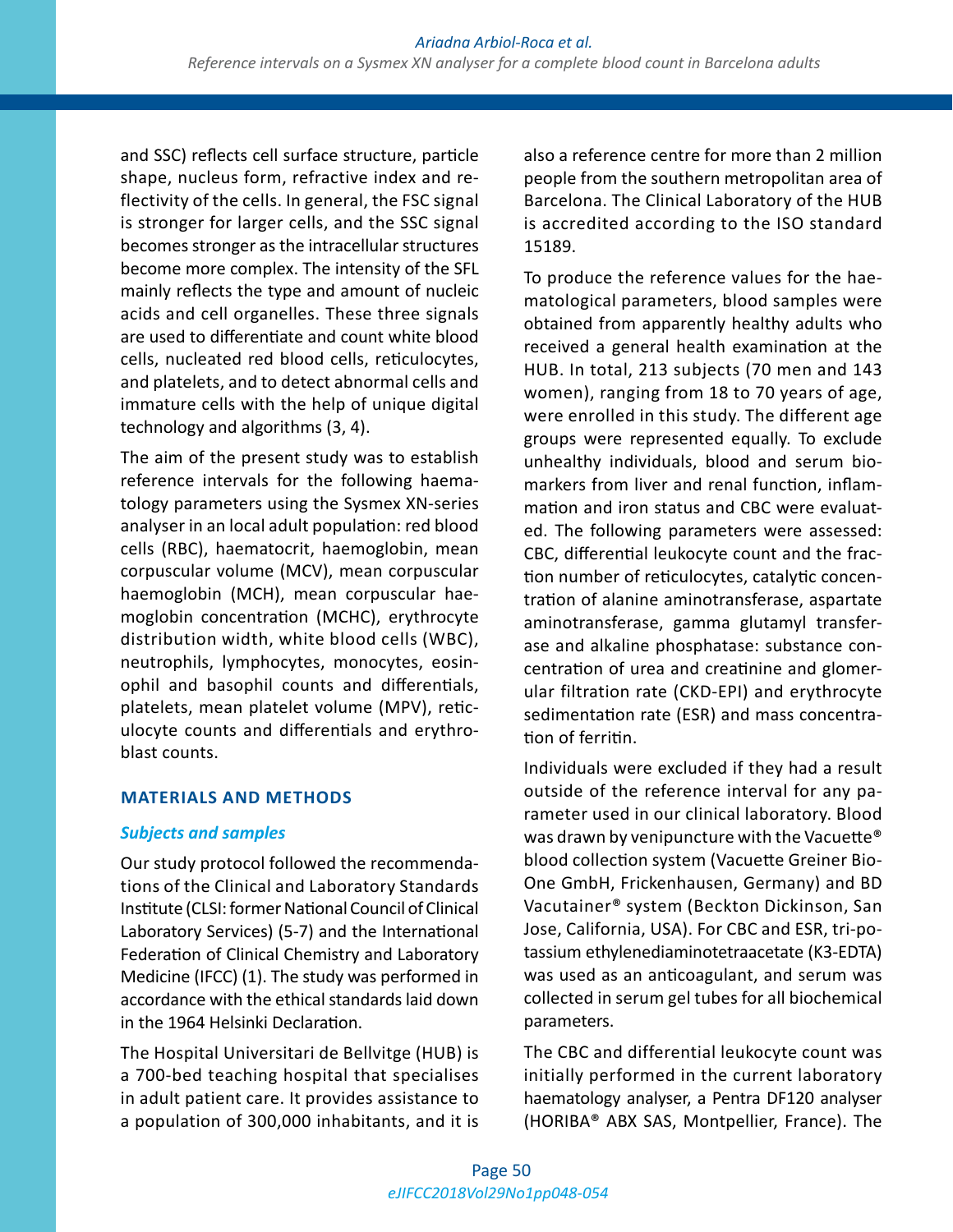and SSC) reflects cell surface structure, particle shape, nucleus form, refractive index and reflectivity of the cells. In general, the FSC signal is stronger for larger cells, and the SSC signal becomes stronger as the intracellular structures become more complex. The intensity of the SFL mainly reflects the type and amount of nucleic acids and cell organelles. These three signals are used to differentiate and count white blood cells, nucleated red blood cells, reticulocytes, and platelets, and to detect abnormal cells and immature cells with the help of unique digital technology and algorithms (3, 4).

The aim of the present study was to establish reference intervals for the following haematology parameters using the Sysmex XN-series analyser in an local adult population: red blood cells (RBC), haematocrit, haemoglobin, mean corpuscular volume (MCV), mean corpuscular haemoglobin (MCH), mean corpuscular haemoglobin concentration (MCHC), erythrocyte distribution width, white blood cells (WBC), neutrophils, lymphocytes, monocytes, eosinophil and basophil counts and differentials, platelets, mean platelet volume (MPV), reticulocyte counts and differentials and erythroblast counts.

## MATERIALS AND METHODS

### *Subjects and samples*

Our study protocol followed the recommendations of the Clinical and Laboratory Standards Institute (CLSI: former National Council of Clinical Laboratory Services) (5-7) and the International Federation of Clinical Chemistry and Laboratory Medicine (IFCC) (1). The study was performed in accordance with the ethical standards laid down in the 1964 Helsinki Declaration.

The Hospital Universitari de Bellvitge (HUB) is a 700-bed teaching hospital that specialises in adult patient care. It provides assistance to a population of 300,000 inhabitants, and it is also a reference centre for more than 2 million people from the southern metropolitan area of Barcelona. The Clinical Laboratory of the HUB is accredited according to the ISO standard 15189.

To produce the reference values for the haematological parameters, blood samples were obtained from apparently healthy adults who received a general health examination at the HUB. In total, 213 subjects (70 men and 143 women), ranging from 18 to 70 years of age, were enrolled in this study. The different age groups were represented equally. To exclude unhealthy individuals, blood and serum biomarkers from liver and renal function, inflammation and iron status and CBC were evaluated. The following parameters were assessed: CBC, differential leukocyte count and the fraction number of reticulocytes, catalytic concentration of alanine aminotransferase, aspartate aminotransferase, gamma glutamyl transferase and alkaline phosphatase: substance concentration of urea and creatinine and glomerular filtration rate (CKD-EPI) and erythrocyte sedimentation rate (ESR) and mass concentration of ferritin.

Individuals were excluded if they had a result outside of the reference interval for any parameter used in our clinical laboratory. Blood was drawn by venipuncture with the Vacuette® blood collection system (Vacuette Greiner Bio-One GmbH, Frickenhausen, Germany) and BD Vacutainer® system (Beckton Dickinson, San Jose, California, USA). For CBC and ESR, tri-potassium ethylenediaminotetraacetate (K3-EDTA) was used as an anticoagulant, and serum was collected in serum gel tubes for all biochemical parameters.

The CBC and differential leukocyte count was initially performed in the current laboratory haematology analyser, a Pentra DF120 analyser (HORIBA® ABX SAS, Montpellier, France). The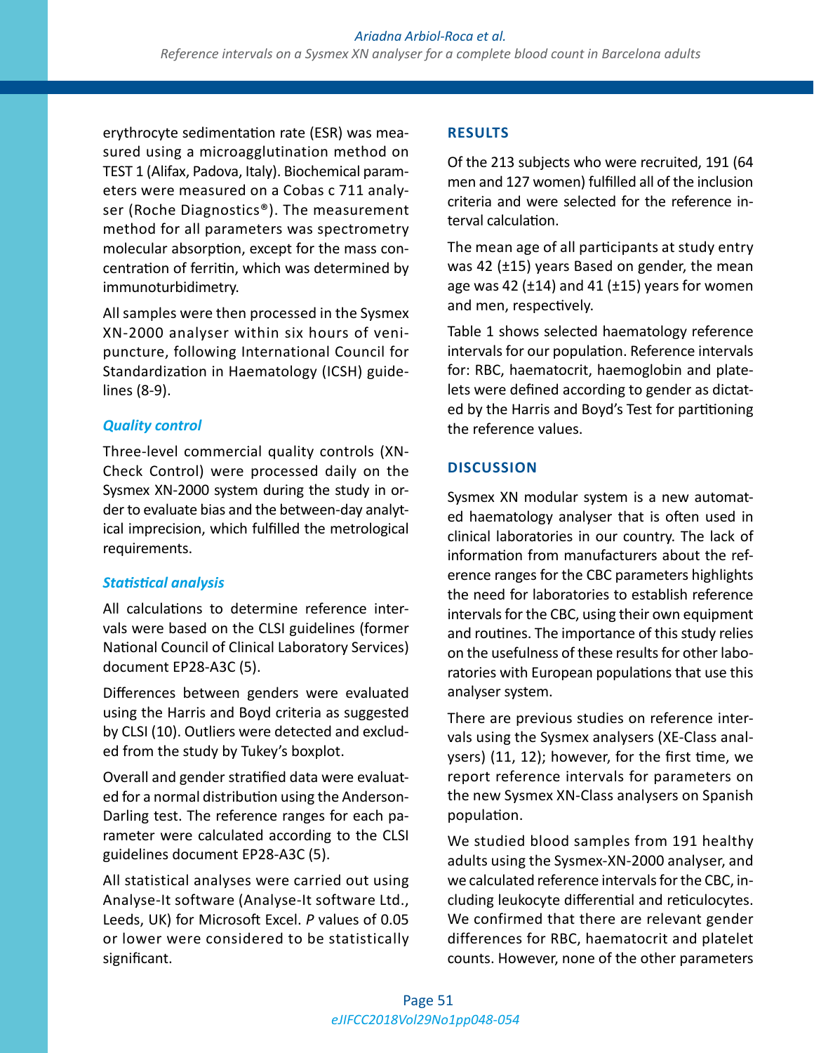erythrocyte sedimentation rate (ESR) was measured using a microagglutination method on TEST 1 (Alifax, Padova, Italy). Biochemical parameters were measured on a Cobas c 711 analyser (Roche Diagnostics®). The measurement method for all parameters was spectrometry molecular absorption, except for the mass concentration of ferritin, which was determined by immunoturbidimetry.

All samples were then processed in the Sysmex XN-2000 analyser within six hours of venipuncture, following International Council for Standardization in Haematology (ICSH) guidelines (8-9).

### *Quality control*

Three-level commercial quality controls (XN-Check Control) were processed daily on the Sysmex XN-2000 system during the study in order to evaluate bias and the between-day analytical imprecision, which fulfilled the metrological requirements.

### *Statistical analysis*

All calculations to determine reference intervals were based on the CLSI guidelines (former National Council of Clinical Laboratory Services) document EP28-A3C (5).

Differences between genders were evaluated using the Harris and Boyd criteria as suggested by CLSI (10). Outliers were detected and excluded from the study by Tukey's boxplot.

Overall and gender stratified data were evaluated for a normal distribution using the Anderson-Darling test. The reference ranges for each parameter were calculated according to the CLSI guidelines document EP28-A3C (5).

All statistical analyses were carried out using Analyse-It software (Analyse-It software Ltd., Leeds, UK) for Microsoft Excel. *P* values of 0.05 or lower were considered to be statistically significant.

## RESULTS

Of the 213 subjects who were recruited, 191 (64 men and 127 women) fulfilled all of the inclusion criteria and were selected for the reference interval calculation.

The mean age of all participants at study entry was 42 (±15) years Based on gender, the mean age was 42 (±14) and 41 (±15) years for women and men, respectively.

Table 1 shows selected haematology reference intervals for our population. Reference intervals for: RBC, haematocrit, haemoglobin and platelets were defined according to gender as dictated by the Harris and Boyd's Test for partitioning the reference values.

## DISCUSSION

Sysmex XN modular system is a new automated haematology analyser that is often used in clinical laboratories in our country. The lack of information from manufacturers about the reference ranges for the CBC parameters highlights the need for laboratories to establish reference intervals for the CBC, using their own equipment and routines. The importance of this study relies on the usefulness of these results for other laboratories with European populations that use this analyser system.

There are previous studies on reference intervals using the Sysmex analysers (XE-Class analysers) (11, 12); however, for the first time, we report reference intervals for parameters on the new Sysmex XN-Class analysers on Spanish population.

We studied blood samples from 191 healthy adults using the Sysmex-XN-2000 analyser, and we calculated reference intervals for the CBC, including leukocyte differential and reticulocytes. We confirmed that there are relevant gender differences for RBC, haematocrit and platelet counts. However, none of the other parameters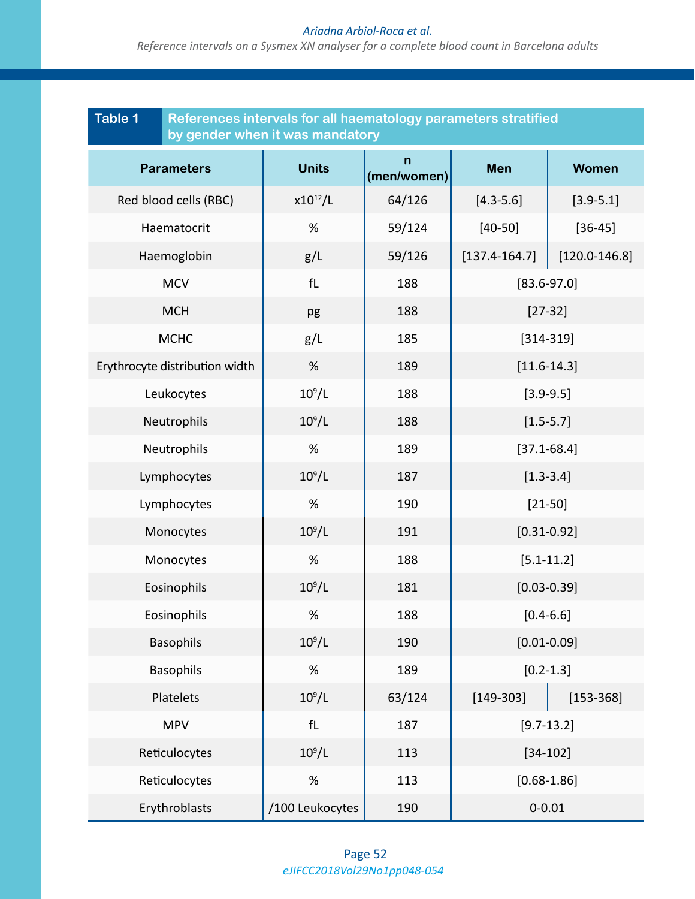**Table 1** References intervals for all haematology parameters stratified by gender when it was mandatory

| Parameters | Units | n (men/women) | Men | Women |
|---|---|---|---|---|
| Red blood cells (RBC) | $x10^{12}/L$ | 64/126 | [4.3-5.6] | [3.9-5.1] |
| Haematocrit | % | 59/124 | [40-50] | [36-45] |
| Haemoglobin | g/L | 59/126 | [137.4-164.7] | [120.0-146.8] |
| MCV | fL | 188 | [83.6-97.0] | |
| MCH | pg | 188 | [27-32] | |
| MCHC | g/L | 185 | [314-319] | |
| Erythrocyte distribution width | % | 189 | [11.6-14.3] | |
| Leukocytes | $10^9/L$ | 188 | [3.9-9.5] | |
| Neutrophils | $10^9/L$ | 188 | [1.5-5.7] | |
| Neutrophils | % | 189 | [37.1-68.4] | |
| Lymphocytes | $10^9/L$ | 187 | [1.3-3.4] | |
| Lymphocytes | % | 190 | [21-50] | |
| Monocytes | $10^9/L$ | 191 | [0.31-0.92] | |
| Monocytes | % | 188 | [5.1-11.2] | |
| Eosinophils | $10^9/L$ | 181 | [0.03-0.39] | |
| Eosinophils | % | 188 | [0.4-6.6] | |
| Basophils | $10^9/L$ | 190 | [0.01-0.09] | |
| Basophils | % | 189 | [0.2-1.3] | |
| Platelets | $10^9/L$ | 63/124 | [149-303] | [153-368] |
| MPV | fL | 187 | [9.7-13.2] | |
| Reticulocytes | $10^9/L$ | 113 | [34-102] | |
| Reticulocytes | % | 113 | [0.68-1.86] | |
| Erythroblasts | /100 Leukocytes | 190 | 0-0.01 | |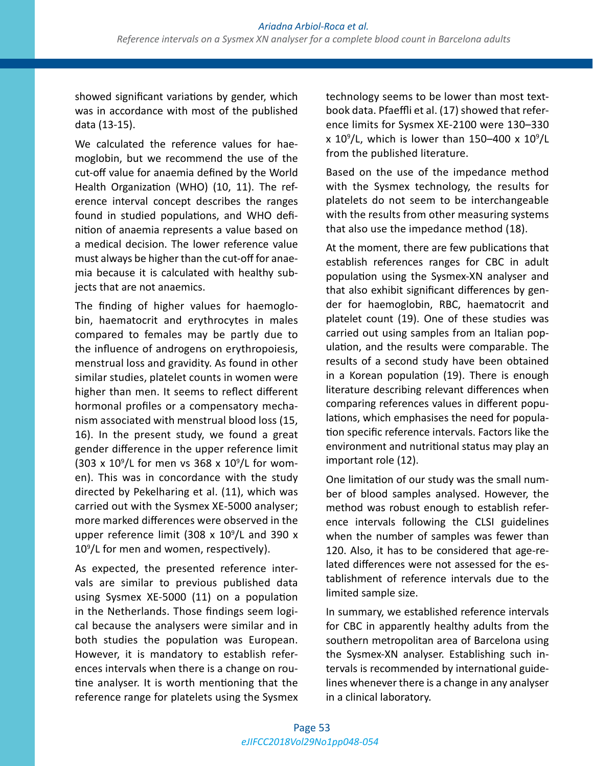showed significant variations by gender, which was in accordance with most of the published data (13-15).

We calculated the reference values for haemoglobin, but we recommend the use of the cut-off value for anaemia defined by the World Health Organization (WHO) (10, 11). The reference interval concept describes the ranges found in studied populations, and WHO definition of anaemia represents a value based on a medical decision. The lower reference value must always be higher than the cut-off for anaemia because it is calculated with healthy subjects that are not anaemics.

The finding of higher values for haemoglobin, haematocrit and erythrocytes in males compared to females may be partly due to the influence of androgens on erythropoiesis, menstrual loss and gravidity. As found in other similar studies, platelet counts in women were higher than men. It seems to reflect different hormonal profiles or a compensatory mechanism associated with menstrual blood loss (15, 16). In the present study, we found a great gender difference in the upper reference limit ($303 \times 10^9$/L for men vs $368 \times 10^9$/L for women). This was in concordance with the study directed by Pekelharing et al. (11), which was carried out with the Sysmex XE-5000 analyser; more marked differences were observed in the upper reference limit ($308 \times 10^9$/L and $390 \times 10^9$/L for men and women, respectively).

As expected, the presented reference intervals are similar to previous published data using Sysmex XE-5000 (11) on a population in the Netherlands. Those findings seem logical because the analysers were similar and in both studies the population was European. However, it is mandatory to establish references intervals when there is a change on routine analyser. It is worth mentioning that the reference range for platelets using the Sysmex technology seems to be lower than most textbook data. Pfaeffli et al. (17) showed that reference limits for Sysmex XE-2100 were 130–330 $\times 10^9$/L, which is lower than 150–400 $\times 10^9$/L from the published literature.

Based on the use of the impedance method with the Sysmex technology, the results for platelets do not seem to be interchangeable with the results from other measuring systems that also use the impedance method (18).

At the moment, there are few publications that establish references ranges for CBC in adult population using the Sysmex-XN analyser and that also exhibit significant differences by gender for haemoglobin, RBC, haematocrit and platelet count (19). One of these studies was carried out using samples from an Italian population, and the results were comparable. The results of a second study have been obtained in a Korean population (19). There is enough literature describing relevant differences when comparing references values in different populations, which emphasises the need for population specific reference intervals. Factors like the environment and nutritional status may play an important role (12).

One limitation of our study was the small number of blood samples analysed. However, the method was robust enough to establish reference intervals following the CLSI guidelines when the number of samples was fewer than 120. Also, it has to be considered that age-related differences were not assessed for the establishment of reference intervals due to the limited sample size.

In summary, we established reference intervals for CBC in apparently healthy adults from the southern metropolitan area of Barcelona using the Sysmex-XN analyser. Establishing such intervals is recommended by international guidelines whenever there is a change in any analyser in a clinical laboratory.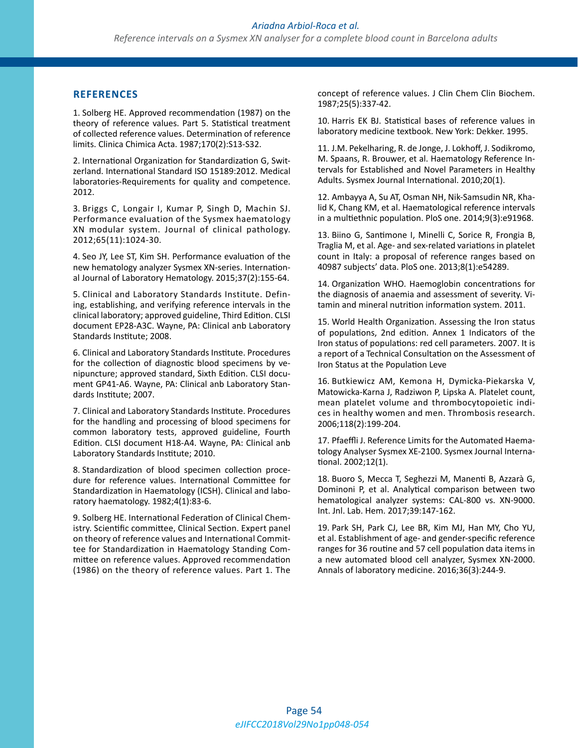## REFERENCES

1. Solberg HE. Approved recommendation (1987) on the theory of reference values. Part 5. Statistical treatment of collected reference values. Determination of reference limits. Clinica Chimica Acta. 1987;170(2):S13-S32.

2. International Organization for Standardization G, Switzerland. International Standard ISO 15189:2012. Medical laboratories-Requirements for quality and competence. 2012.

3. Briggs C, Longair I, Kumar P, Singh D, Machin SJ. Performance evaluation of the Sysmex haematology XN modular system. Journal of clinical pathology. 2012;65(11):1024-30.

4. Seo JY, Lee ST, Kim SH. Performance evaluation of the new hematology analyzer Sysmex XN-series. International Journal of Laboratory Hematology. 2015;37(2):155-64.

5. Clinical and Laboratory Standards Institute. Defining, establishing, and verifying reference intervals in the clinical laboratory; approved guideline, Third Edition. CLSI document EP28-A3C. Wayne, PA: Clinical anb Laboratory Standards Institute; 2008.

6. Clinical and Laboratory Standards Institute. Procedures for the collection of diagnostic blood specimens by venipuncture; approved standard, Sixth Edition. CLSI document GP41-A6. Wayne, PA: Clinical anb Laboratory Standards Institute; 2007.

7. Clinical and Laboratory Standards Institute. Procedures for the handling and processing of blood specimens for common laboratory tests, approved guideline, Fourth Edition. CLSI document H18-A4. Wayne, PA: Clinical anb Laboratory Standards Institute; 2010.

8. Standardization of blood specimen collection procedure for reference values. International Committee for Standardization in Haematology (ICSH). Clinical and laboratory haematology. 1982;4(1):83-6.

9. Solberg HE. International Federation of Clinical Chemistry. Scientific committee, Clinical Section. Expert panel on theory of reference values and International Committee for Standardization in Haematology Standing Committee on reference values. Approved recommendation (1986) on the theory of reference values. Part 1. The concept of reference values. J Clin Chem Clin Biochem. 1987;25(5):337-42.

10. Harris EK BJ. Statistical bases of reference values in laboratory medicine textbook. New York: Dekker. 1995.

11. J.M. Pekelharing, R. de Jonge, J. Lokhoff, J. Sodikromo, M. Spaans, R. Brouwer, et al. Haematology Reference Intervals for Established and Novel Parameters in Healthy Adults. Sysmex Journal International. 2010;20(1).

12. Ambayya A, Su AT, Osman NH, Nik-Samsudin NR, Khalid K, Chang KM, et al. Haematological reference intervals in a multiethnic population. PloS one. 2014;9(3):e91968.

13. Biino G, Santimone I, Minelli C, Sorice R, Frongia B, Traglia M, et al. Age- and sex-related variations in platelet count in Italy: a proposal of reference ranges based on 40987 subjects' data. PloS one. 2013;8(1):e54289.

14. Organization WHO. Haemoglobin concentrations for the diagnosis of anaemia and assessment of severity. Vitamin and mineral nutrition information system. 2011.

15. World Health Organization. Assessing the Iron status of populations, 2nd edition. Annex 1 Indicators of the Iron status of populations: red cell parameters. 2007. It is a report of a Technical Consultation on the Assessment of Iron Status at the Population Leve

16. Butkiewicz AM, Kemona H, Dymicka-Piekarska V, Matowicka-Karna J, Radziwon P, Lipska A. Platelet count, mean platelet volume and thrombocytopoietic indices in healthy women and men. Thrombosis research. 2006;118(2):199-204.

17. Pfaeffli J. Reference Limits for the Automated Haematology Analyser Sysmex XE-2100. Sysmex Journal International. 2002;12(1).

18. Buoro S, Mecca T, Seghezzi M, Manenti B, Azzarà G, Dominoni P, et al. Analytical comparison between two hematological analyzer systems: CAL-800 vs. XN-9000. Int. Jnl. Lab. Hem. 2017;39:147-162.

19. Park SH, Park CJ, Lee BR, Kim MJ, Han MY, Cho YU, et al. Establishment of age- and gender-specific reference ranges for 36 routine and 57 cell population data items in a new automated blood cell analyzer, Sysmex XN-2000. Annals of laboratory medicine. 2016;36(3):244-9.